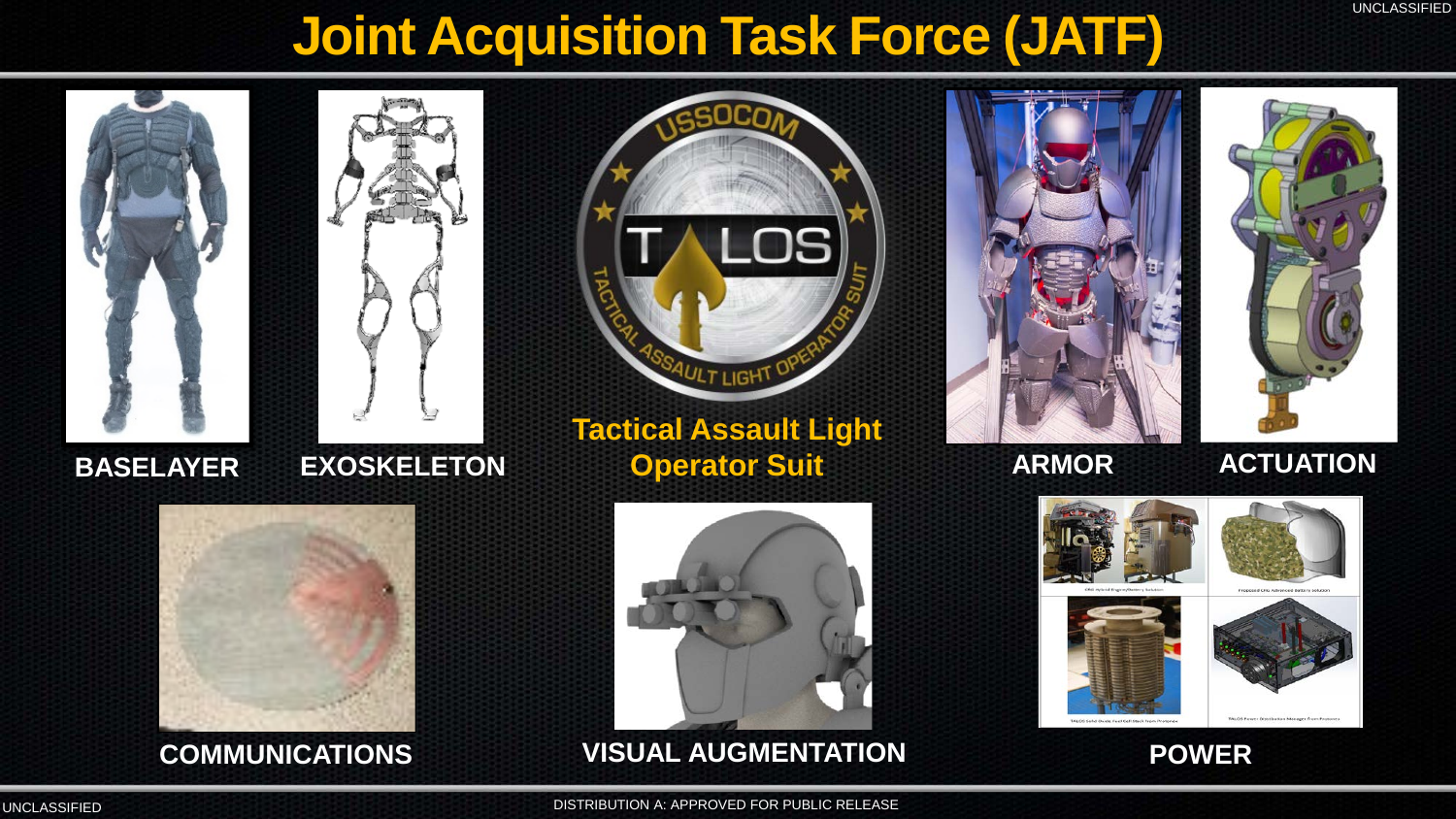# Joint Acquisition Task Force (JATF)

**BASELAYER**

**EXOSKELETON**

**Tactical Assault Light Operator Suit**

**ARMOR**

**ACTUATION**

**COMMUNICATIONS**

**VISUAL AUGMENTATION**

**POWER**

DISTRIBUTION A: APPROVED FOR PUBLIC RELEASE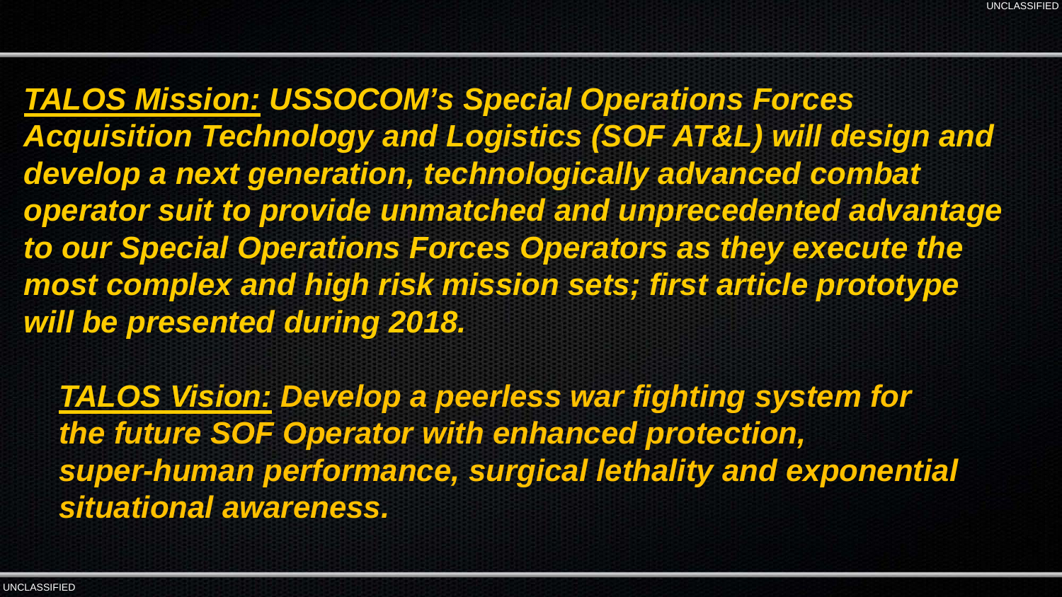***TALOS Mission:*** ***USSOCOM's Special Operations Forces Acquisition Technology and Logistics (SOF AT&L) will design and develop a next generation, technologically advanced combat operator suit to provide unmatched and unprecedented advantage to our Special Operations Forces Operators as they execute the most complex and high risk mission sets; first article prototype will be presented during 2018.***

***TALOS Vision:*** ***Develop a peerless war fighting system for the future SOF Operator with enhanced protection, super-human performance, surgical lethality and exponential situational awareness.***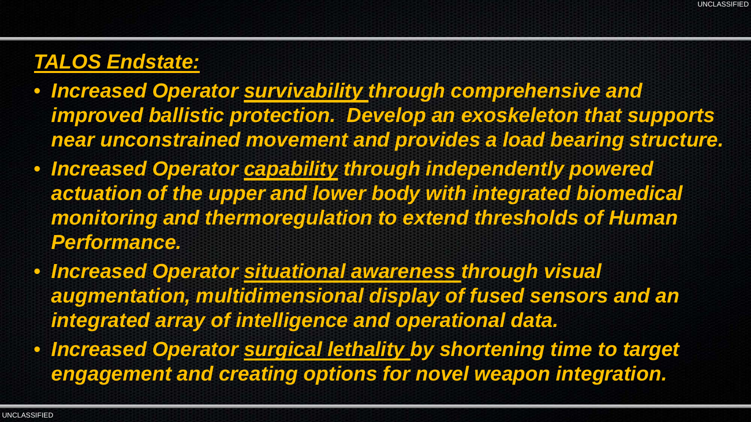## ***TALOS Endstate:***

- ***Increased Operator survivability through comprehensive and improved ballistic protection. Develop an exoskeleton that supports near unconstrained movement and provides a load bearing structure.***
- ***Increased Operator capability through independently powered actuation of the upper and lower body with integrated biomedical monitoring and thermoregulation to extend thresholds of Human Performance.***
- ***Increased Operator situational awareness through visual augmentation, multidimensional display of fused sensors and an integrated array of intelligence and operational data.***
- ***Increased Operator surgical lethality by shortening time to target engagement and creating options for novel weapon integration.***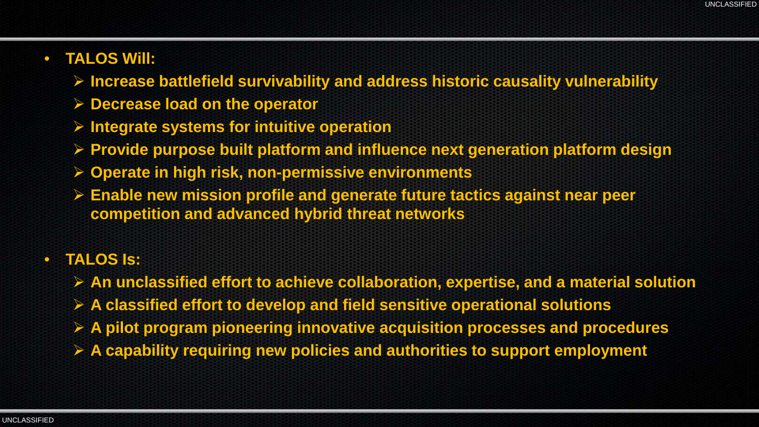- **TALOS Will:**
  - **Increase battlefield survivability and address historic causality vulnerability**
  - **Decrease load on the operator**
  - **Integrate systems for intuitive operation**
  - **Provide purpose built platform and influence next generation platform design**
  - **Operate in high risk, non-permissive environments**
  - **Enable new mission profile and generate future tactics against near peer competition and advanced hybrid threat networks**

- **TALOS Is:**
  - **An unclassified effort to achieve collaboration, expertise, and a material solution**
  - **A classified effort to develop and field sensitive operational solutions**
  - **A pilot program pioneering innovative acquisition processes and procedures**
  - **A capability requiring new policies and authorities to support employment**